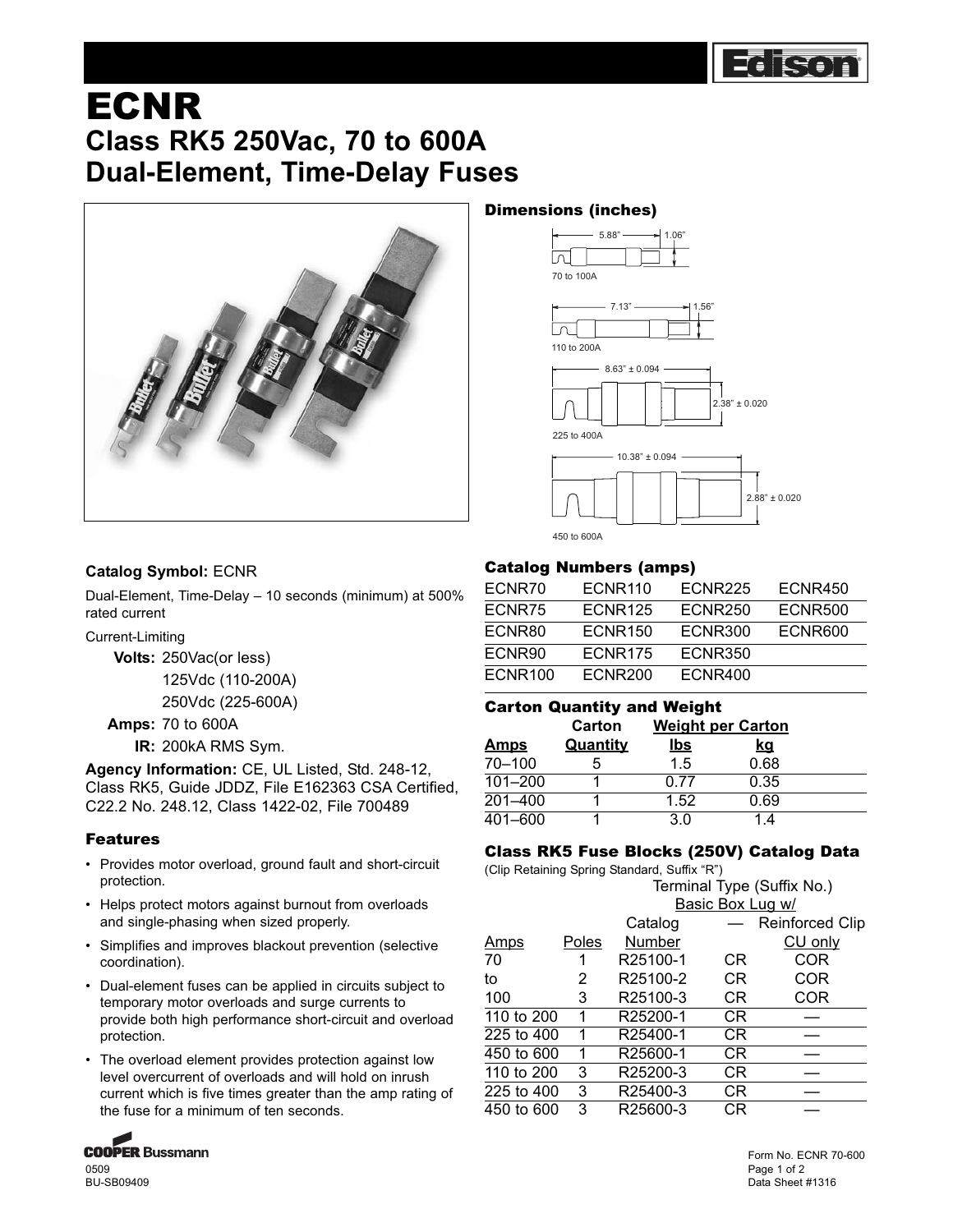# ECNR

## Class RK5 250Vac, 70 to 600A Dual-Element, Time-Delay Fuses

### Dimensions (inches)

70 to 100A: 5.88", 1.06"

110 to 200A: 7.13", 1.56"

225 to 400A: 8.63" ± 0.094, 2.38" ± 0.020

450 to 600A: 10.38" ± 0.094, 2.88" ± 0.020

**Catalog Symbol:** ECNR

Dual-Element, Time-Delay – 10 seconds (minimum) at 500% rated current

Current-Limiting

**Volts:** 250Vac(or less)
125Vdc (110-200A)
250Vdc (225-600A)

**Amps:** 70 to 600A

**IR:** 200kA RMS Sym.

**Agency Information:** CE, UL Listed, Std. 248-12, Class RK5, Guide JDDZ, File E162363 CSA Certified, C22.2 No. 248.12, Class 1422-02, File 700489

### Features

- Provides motor overload, ground fault and short-circuit protection.
- Helps protect motors against burnout from overloads and single-phasing when sized properly.
- Simplifies and improves blackout prevention (selective coordination).
- Dual-element fuses can be applied in circuits subject to temporary motor overloads and surge currents to provide both high performance short-circuit and overload protection.
- The overload element provides protection against low level overcurrent of overloads and will hold on inrush current which is five times greater than the amp rating of the fuse for a minimum of ten seconds.

### Catalog Numbers (amps)

| | | | |
|---|---|---|---|
| ECNR70 | ECNR110 | ECNR225 | ECNR450 |
| ECNR75 | ECNR125 | ECNR250 | ECNR500 |
| ECNR80 | ECNR150 | ECNR300 | ECNR600 |
| ECNR90 | ECNR175 | ECNR350 | |
| ECNR100 | ECNR200 | ECNR400 | |

### Carton Quantity and Weight

| Amps | Carton Quantity | Weight per Carton lbs | Weight per Carton kg |
|---|---|---|---|
| 70–100 | 5 | 1.5 | 0.68 |
| 101–200 | 1 | 0.77 | 0.35 |
| 201–400 | 1 | 1.52 | 0.69 |
| 401–600 | 1 | 3.0 | 1.4 |

### Class RK5 Fuse Blocks (250V) Catalog Data

(Clip Retaining Spring Standard, Suffix "R")

| | | | Terminal Type (Suffix No.) Basic Box Lug w/ | |
|---|---|---|---|---|
| Amps | Poles | Catalog Number | — | Reinforced Clip CU only |
| 70 | 1 | R25100-1 | CR | COR |
| to | 2 | R25100-2 | CR | COR |
| 100 | 3 | R25100-3 | CR | COR |
| 110 to 200 | 1 | R25200-1 | CR | — |
| 225 to 400 | 1 | R25400-1 | CR | — |
| 450 to 600 | 1 | R25600-1 | CR | — |
| 110 to 200 | 3 | R25200-3 | CR | — |
| 225 to 400 | 3 | R25400-3 | CR | — |
| 450 to 600 | 3 | R25600-3 | CR | — |

0509
BU-SB09409

Form No. ECNR 70-600
Data Sheet #1316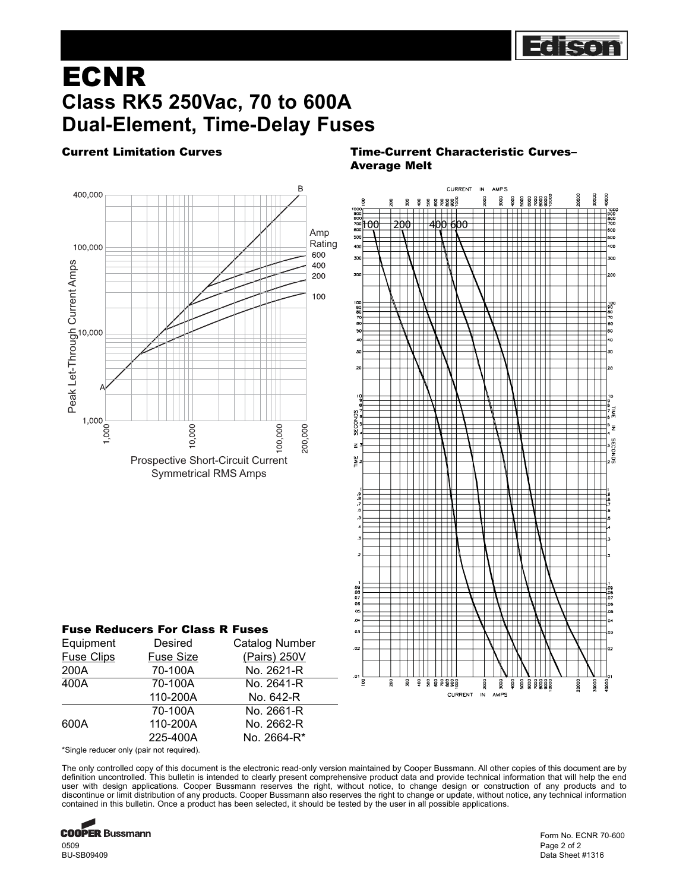# ECNR

## Class RK5 250Vac, 70 to 600A Dual-Element, Time-Delay Fuses

### Current Limitation Curves

Peak Let-Through Current Amps

400,000

100,000

10,000

1,000

A

B

Amp Rating

600

400

200

100

1,000

10,000

100,000

200,000

Prospective Short-Circuit Current Symmetrical RMS Amps

### Time-Current Characteristic Curves–Average Melt

CURRENT IN AMPS

100 200 400 600

TIME IN SECONDS

### Fuse Reducers For Class R Fuses

| Equipment Fuse Clips | Desired Fuse Size | Catalog Number (Pairs) 250V |
|---|---|---|
| 200A | 70-100A | No. 2621-R |
| 400A | 70-100A | No. 2641-R |
| | 110-200A | No. 642-R |
| | 70-100A | No. 2661-R |
| 600A | 110-200A | No. 2662-R |
| | 225-400A | No. 2664-R* |

*Single reducer only (pair not required).

The only controlled copy of this document is the electronic read-only version maintained by Cooper Bussmann. All other copies of this document are by definition uncontrolled. This bulletin is intended to clearly present comprehensive product data and provide technical information that will help the end user with design applications. Cooper Bussmann reserves the right, without notice, to change design or construction of any products and to discontinue or limit distribution of any products. Cooper Bussmann also reserves the right to change or update, without notice, any technical information contained in this bulletin. Once a product has been selected, it should be tested by the user in all possible applications.

Form No. ECNR 70-600
Data Sheet #1316
0509
BU-SB09409